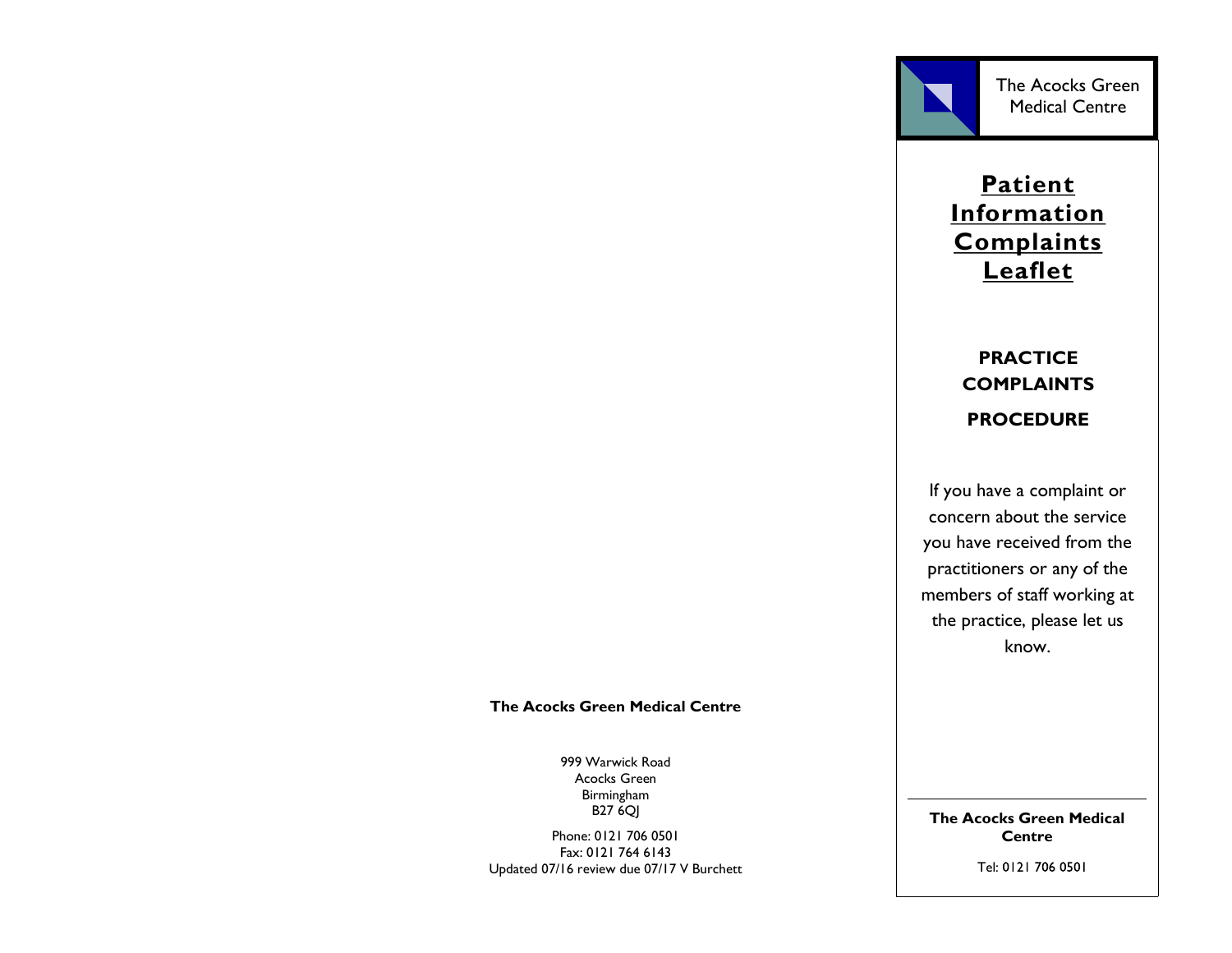**The Acocks Green Medical Centre**

999 Warwick Road
Acocks Green
Birmingham
B27 6QJ

Phone: 0121 706 0501
Fax: 0121 764 6143
Updated 07/16 review due 07/17 V Burchett

The Acocks Green Medical Centre

# Patient Information Complaints Leaflet

## PRACTICE COMPLAINTS PROCEDURE

If you have a complaint or concern about the service you have received from the practitioners or any of the members of staff working at the practice, please let us know.

**The Acocks Green Medical Centre**

Tel: 0121 706 0501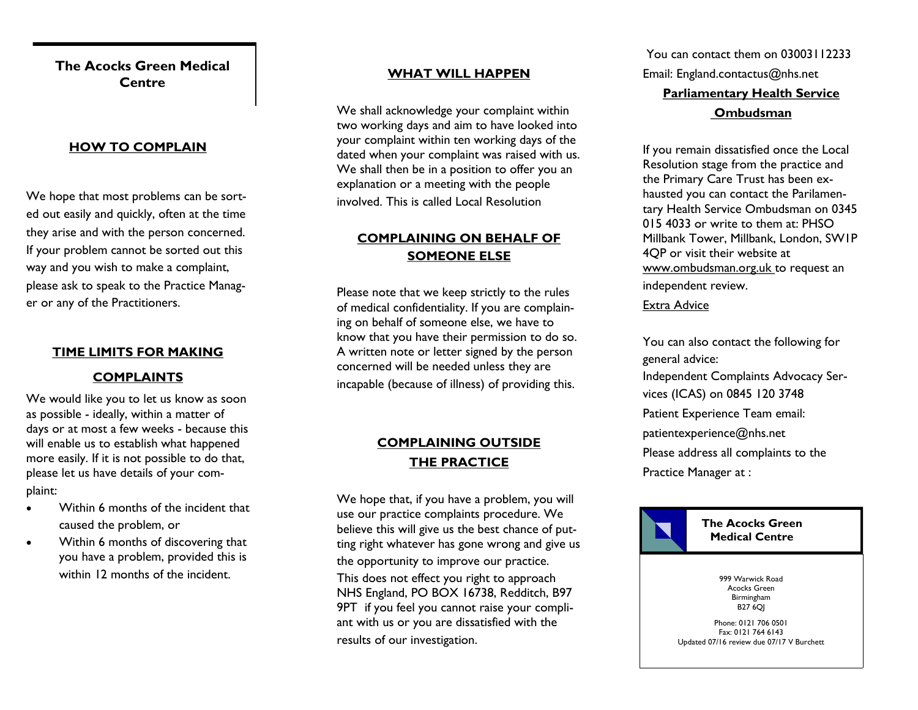## The Acocks Green Medical Centre

### HOW TO COMPLAIN

We hope that most problems can be sorted out easily and quickly, often at the time they arise and with the person concerned. If your problem cannot be sorted out this way and you wish to make a complaint, please ask to speak to the Practice Manager or any of the Practitioners.

### TIME LIMITS FOR MAKING COMPLAINTS

We would like you to let us know as soon as possible - ideally, within a matter of days or at most a few weeks - because this will enable us to establish what happened more easily. If it is not possible to do that, please let us have details of your complaint:

- Within 6 months of the incident that caused the problem, or
- Within 6 months of discovering that you have a problem, provided this is within 12 months of the incident.

### WHAT WILL HAPPEN

We shall acknowledge your complaint within two working days and aim to have looked into your complaint within ten working days of the dated when your complaint was raised with us. We shall then be in a position to offer you an explanation or a meeting with the people involved. This is called Local Resolution

### COMPLAINING ON BEHALF OF SOMEONE ELSE

Please note that we keep strictly to the rules of medical confidentiality. If you are complaining on behalf of someone else, we have to know that you have their permission to do so. A written note or letter signed by the person concerned will be needed unless they are incapable (because of illness) of providing this.

### COMPLAINING OUTSIDE THE PRACTICE

We hope that, if you have a problem, you will use our practice complaints procedure. We believe this will give us the best chance of putting right whatever has gone wrong and give us the opportunity to improve our practice.

This does not effect you right to approach NHS England, PO BOX 16738, Redditch, B97 9PT if you feel you cannot raise your compliant with us or you are dissatisfied with the results of our investigation.

You can contact them on 03003112233

Email: England.contactus@nhs.net

### Parliamentary Health Service Ombudsman

If you remain dissatisfied once the Local Resolution stage from the practice and the Primary Care Trust has been exhausted you can contact the Parilamentary Health Service Ombudsman on 0345 015 4033 or write to them at: PHSO Millbank Tower, Millbank, London, SW1P 4QP or visit their website at www.ombudsman.org.uk to request an independent review.

Extra Advice

You can also contact the following for general advice:

Independent Complaints Advocacy Services (ICAS) on 0845 120 3748

Patient Experience Team email:

patientexperience@nhs.net

Please address all complaints to the Practice Manager at :

**The Acocks Green Medical Centre**

999 Warwick Road
Acocks Green
Birmingham
B27 6QJ

Phone: 0121 706 0501
Fax: 0121 764 6143
Updated 07/16 review due 07/17 V Burchett